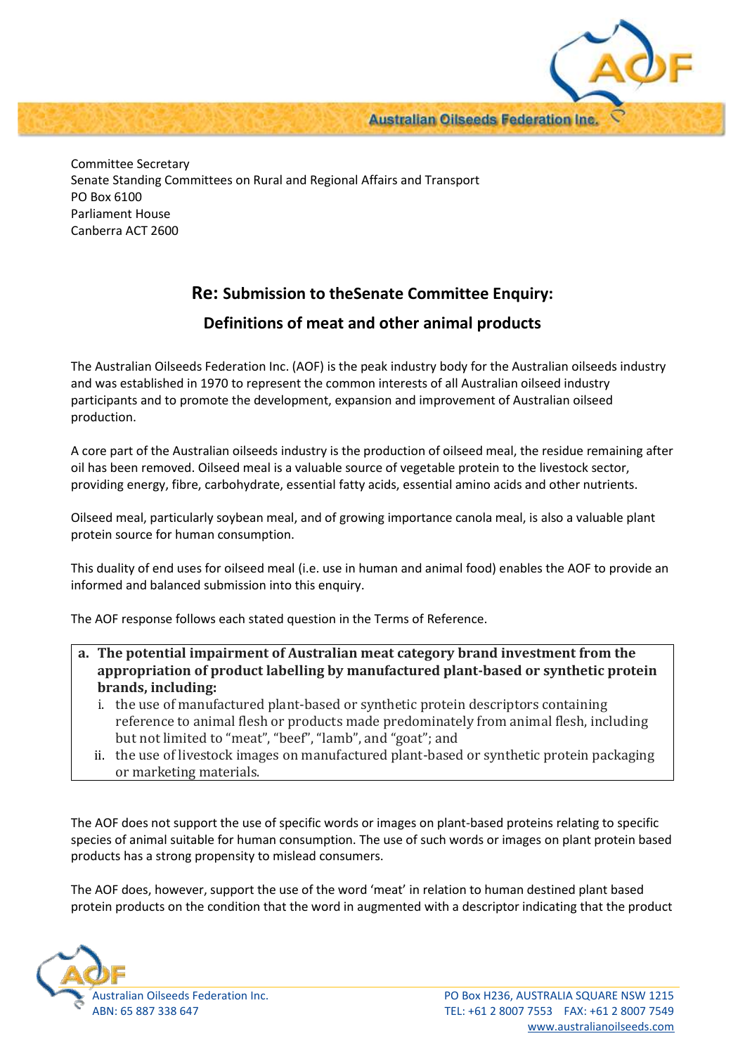Committee Secretary
Senate Standing Committees on Rural and Regional Affairs and Transport
PO Box 6100
Parliament House
Canberra ACT 2600

## Re: Submission to theSenate Committee Enquiry:

## Definitions of meat and other animal products

The Australian Oilseeds Federation Inc. (AOF) is the peak industry body for the Australian oilseeds industry and was established in 1970 to represent the common interests of all Australian oilseed industry participants and to promote the development, expansion and improvement of Australian oilseed production.

A core part of the Australian oilseeds industry is the production of oilseed meal, the residue remaining after oil has been removed. Oilseed meal is a valuable source of vegetable protein to the livestock sector, providing energy, fibre, carbohydrate, essential fatty acids, essential amino acids and other nutrients.

Oilseed meal, particularly soybean meal, and of growing importance canola meal, is also a valuable plant protein source for human consumption.

This duality of end uses for oilseed meal (i.e. use in human and animal food) enables the AOF to provide an informed and balanced submission into this enquiry.

The AOF response follows each stated question in the Terms of Reference.

**a. The potential impairment of Australian meat category brand investment from the appropriation of product labelling by manufactured plant-based or synthetic protein brands, including:**

i. the use of manufactured plant-based or synthetic protein descriptors containing reference to animal flesh or products made predominately from animal flesh, including but not limited to "meat", "beef", "lamb", and "goat"; and

ii. the use of livestock images on manufactured plant-based or synthetic protein packaging or marketing materials.

The AOF does not support the use of specific words or images on plant-based proteins relating to specific species of animal suitable for human consumption. The use of such words or images on plant protein based products has a strong propensity to mislead consumers.

The AOF does, however, support the use of the word 'meat' in relation to human destined plant based protein products on the condition that the word in augmented with a descriptor indicating that the product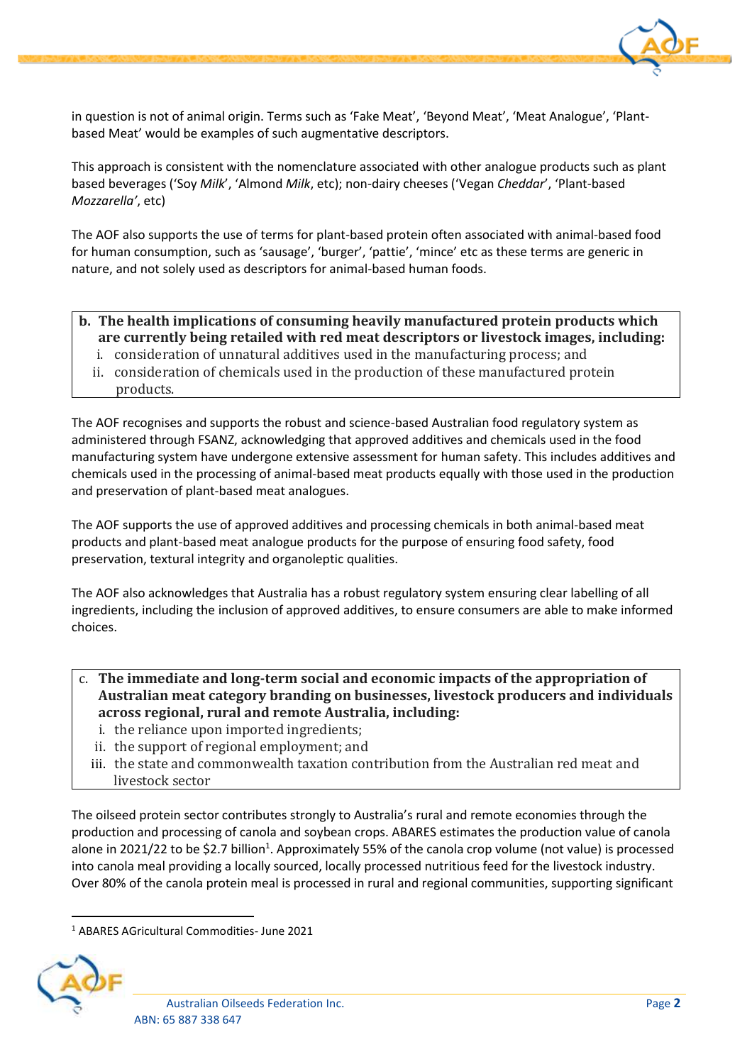in question is not of animal origin. Terms such as 'Fake Meat', 'Beyond Meat', 'Meat Analogue', 'Plant-based Meat' would be examples of such augmentative descriptors.

This approach is consistent with the nomenclature associated with other analogue products such as plant based beverages ('Soy *Milk*', 'Almond *Milk*, etc); non-dairy cheeses ('Vegan *Cheddar*', 'Plant-based *Mozzarella'*, etc)

The AOF also supports the use of terms for plant-based protein often associated with animal-based food for human consumption, such as 'sausage', 'burger', 'pattie', 'mince' etc as these terms are generic in nature, and not solely used as descriptors for animal-based human foods.

**b. The health implications of consuming heavily manufactured protein products which are currently being retailed with red meat descriptors or livestock images, including:**

i. consideration of unnatural additives used in the manufacturing process; and
ii. consideration of chemicals used in the production of these manufactured protein products.

The AOF recognises and supports the robust and science-based Australian food regulatory system as administered through FSANZ, acknowledging that approved additives and chemicals used in the food manufacturing system have undergone extensive assessment for human safety. This includes additives and chemicals used in the processing of animal-based meat products equally with those used in the production and preservation of plant-based meat analogues.

The AOF supports the use of approved additives and processing chemicals in both animal-based meat products and plant-based meat analogue products for the purpose of ensuring food safety, food preservation, textural integrity and organoleptic qualities.

The AOF also acknowledges that Australia has a robust regulatory system ensuring clear labelling of all ingredients, including the inclusion of approved additives, to ensure consumers are able to make informed choices.

**c. The immediate and long-term social and economic impacts of the appropriation of Australian meat category branding on businesses, livestock producers and individuals across regional, rural and remote Australia, including:**

i. the reliance upon imported ingredients;
ii. the support of regional employment; and
iii. the state and commonwealth taxation contribution from the Australian red meat and livestock sector

The oilseed protein sector contributes strongly to Australia's rural and remote economies through the production and processing of canola and soybean crops. ABARES estimates the production value of canola alone in 2021/22 to be $2.7 billion[1]. Approximately 55% of the canola crop volume (not value) is processed into canola meal providing a locally sourced, locally processed nutritious feed for the livestock industry. Over 80% of the canola protein meal is processed in rural and regional communities, supporting significant

[1] ABARES AGricultural Commodities- June 2021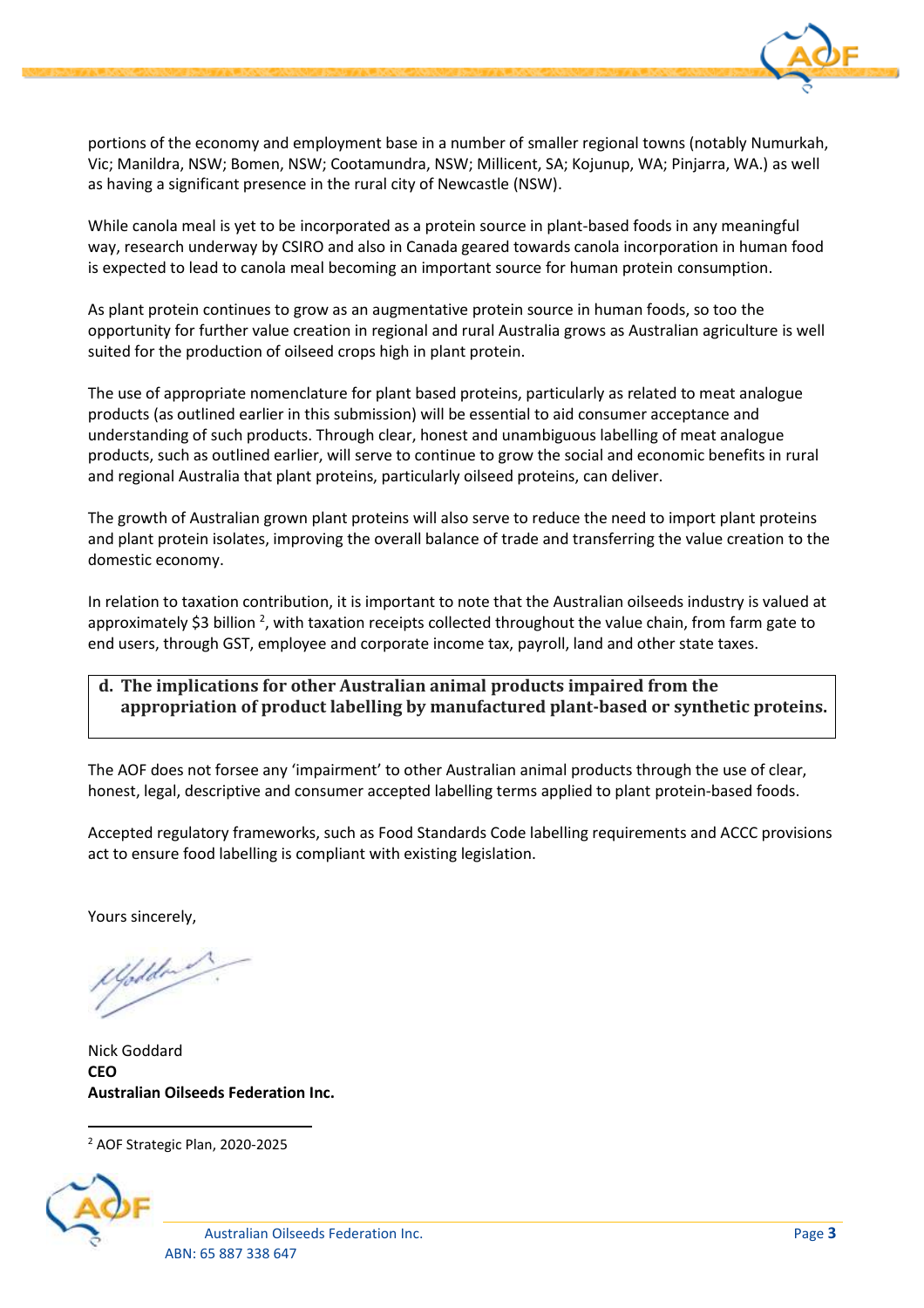portions of the economy and employment base in a number of smaller regional towns (notably Numurkah, Vic; Manildra, NSW; Bomen, NSW; Cootamundra, NSW; Millicent, SA; Kojunup, WA; Pinjarra, WA.) as well as having a significant presence in the rural city of Newcastle (NSW).

While canola meal is yet to be incorporated as a protein source in plant-based foods in any meaningful way, research underway by CSIRO and also in Canada geared towards canola incorporation in human food is expected to lead to canola meal becoming an important source for human protein consumption.

As plant protein continues to grow as an augmentative protein source in human foods, so too the opportunity for further value creation in regional and rural Australia grows as Australian agriculture is well suited for the production of oilseed crops high in plant protein.

The use of appropriate nomenclature for plant based proteins, particularly as related to meat analogue products (as outlined earlier in this submission) will be essential to aid consumer acceptance and understanding of such products. Through clear, honest and unambiguous labelling of meat analogue products, such as outlined earlier, will serve to continue to grow the social and economic benefits in rural and regional Australia that plant proteins, particularly oilseed proteins, can deliver.

The growth of Australian grown plant proteins will also serve to reduce the need to import plant proteins and plant protein isolates, improving the overall balance of trade and transferring the value creation to the domestic economy.

In relation to taxation contribution, it is important to note that the Australian oilseeds industry is valued at approximately $3 billion [2], with taxation receipts collected throughout the value chain, from farm gate to end users, through GST, employee and corporate income tax, payroll, land and other state taxes.

### d. The implications for other Australian animal products impaired from the appropriation of product labelling by manufactured plant-based or synthetic proteins.

The AOF does not forsee any 'impairment' to other Australian animal products through the use of clear, honest, legal, descriptive and consumer accepted labelling terms applied to plant protein-based foods.

Accepted regulatory frameworks, such as Food Standards Code labelling requirements and ACCC provisions act to ensure food labelling is compliant with existing legislation.

Yours sincerely,

Nick Goddard
**CEO**
**Australian Oilseeds Federation Inc.**

[2] AOF Strategic Plan, 2020-2025